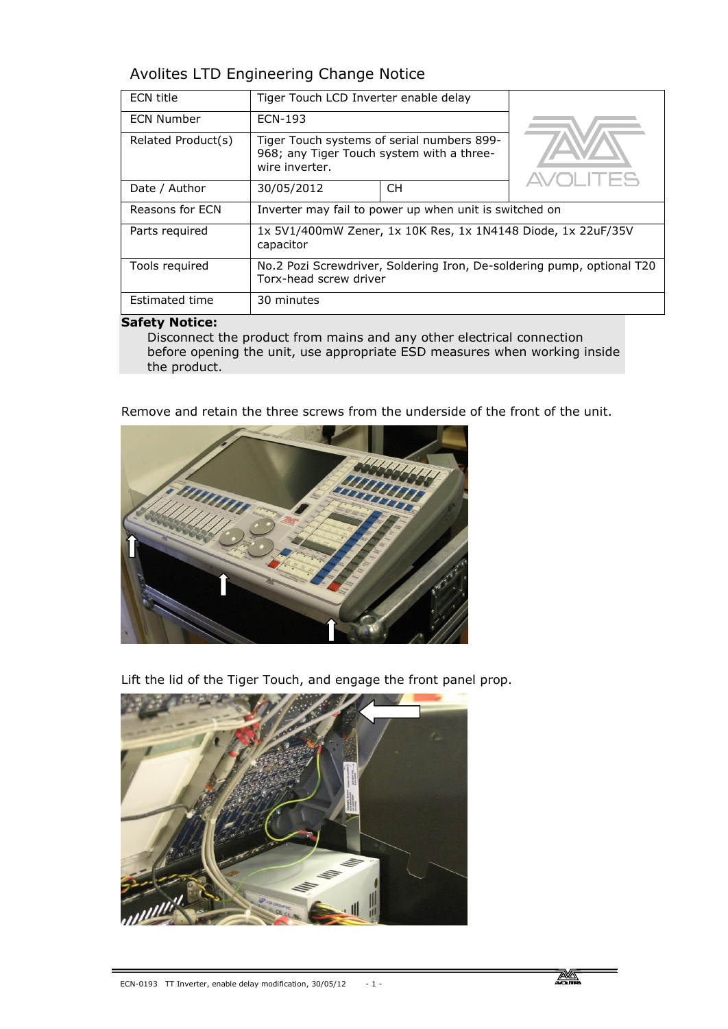# Avolites LTD Engineering Change Notice

| | | |
|---|---|---|
| ECN title | Tiger Touch LCD Inverter enable delay | |
| ECN Number | ECN-193 | |
| Related Product(s) | Tiger Touch systems of serial numbers 899-968; any Tiger Touch system with a three-wire inverter. | |
| Date / Author | 30/05/2012 | CH |
| Reasons for ECN | Inverter may fail to power up when unit is switched on | |
| Parts required | 1x 5V1/400mW Zener, 1x 10K Res, 1x 1N4148 Diode, 1x 22uF/35V capacitor | |
| Tools required | No.2 Pozi Screwdriver, Soldering Iron, De-soldering pump, optional T20 Torx-head screw driver | |
| Estimated time | 30 minutes | |

**Safety Notice:**

Disconnect the product from mains and any other electrical connection before opening the unit, use appropriate ESD measures when working inside the product.

Remove and retain the three screws from the underside of the front of the unit.

Lift the lid of the Tiger Touch, and engage the front panel prop.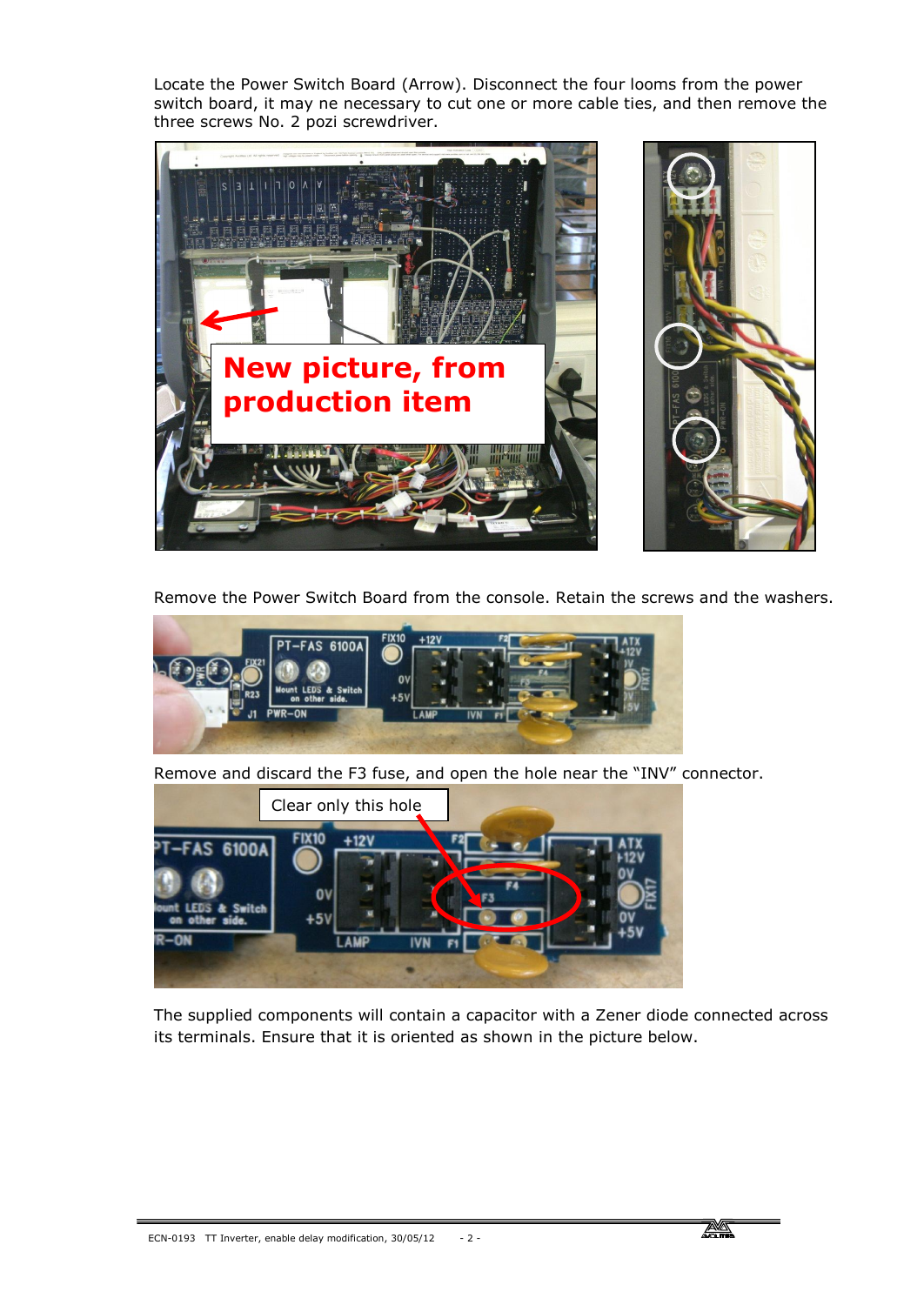Locate the Power Switch Board (Arrow). Disconnect the four looms from the power switch board, it may ne necessary to cut one or more cable ties, and then remove the three screws No. 2 pozi screwdriver.

Remove the Power Switch Board from the console. Retain the screws and the washers.

Remove and discard the F3 fuse, and open the hole near the "INV" connector.

The supplied components will contain a capacitor with a Zener diode connected across its terminals. Ensure that it is oriented as shown in the picture below.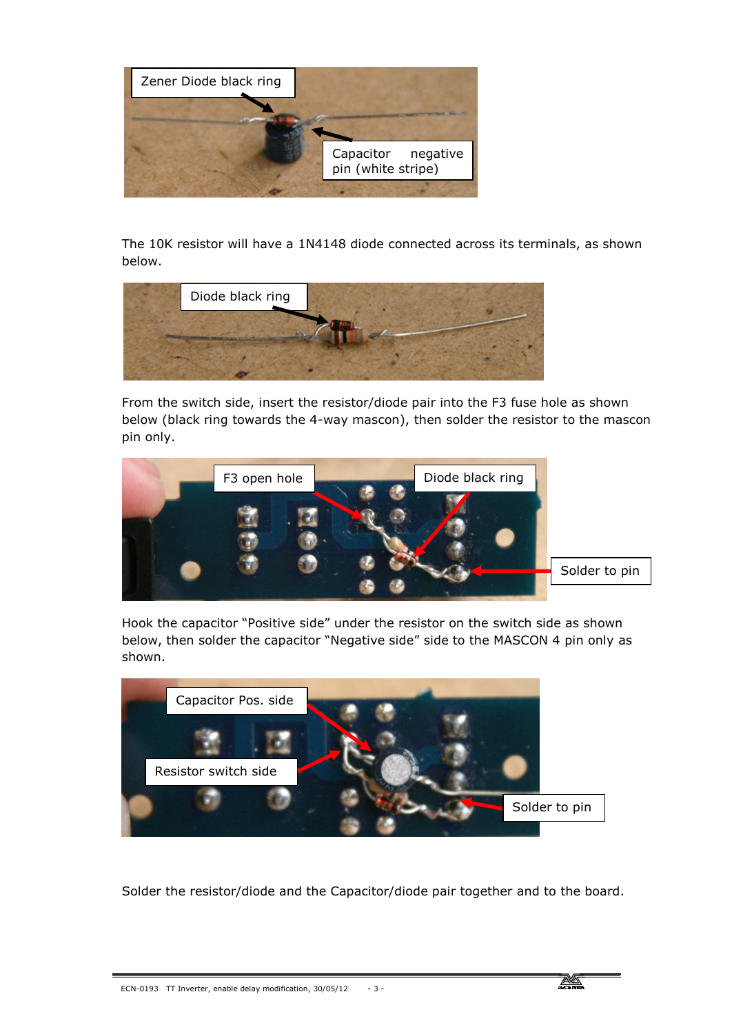Zener Diode black ring

Capacitor negative pin (white stripe)

The 10K resistor will have a 1N4148 diode connected across its terminals, as shown below.

Diode black ring

From the switch side, insert the resistor/diode pair into the F3 fuse hole as shown below (black ring towards the 4-way mascon), then solder the resistor to the mascon pin only.

F3 open hole

Diode black ring

Solder to pin

Hook the capacitor "Positive side" under the resistor on the switch side as shown below, then solder the capacitor "Negative side" side to the MASCON 4 pin only as shown.

Capacitor Pos. side

Resistor switch side

Solder to pin

Solder the resistor/diode and the Capacitor/diode pair together and to the board.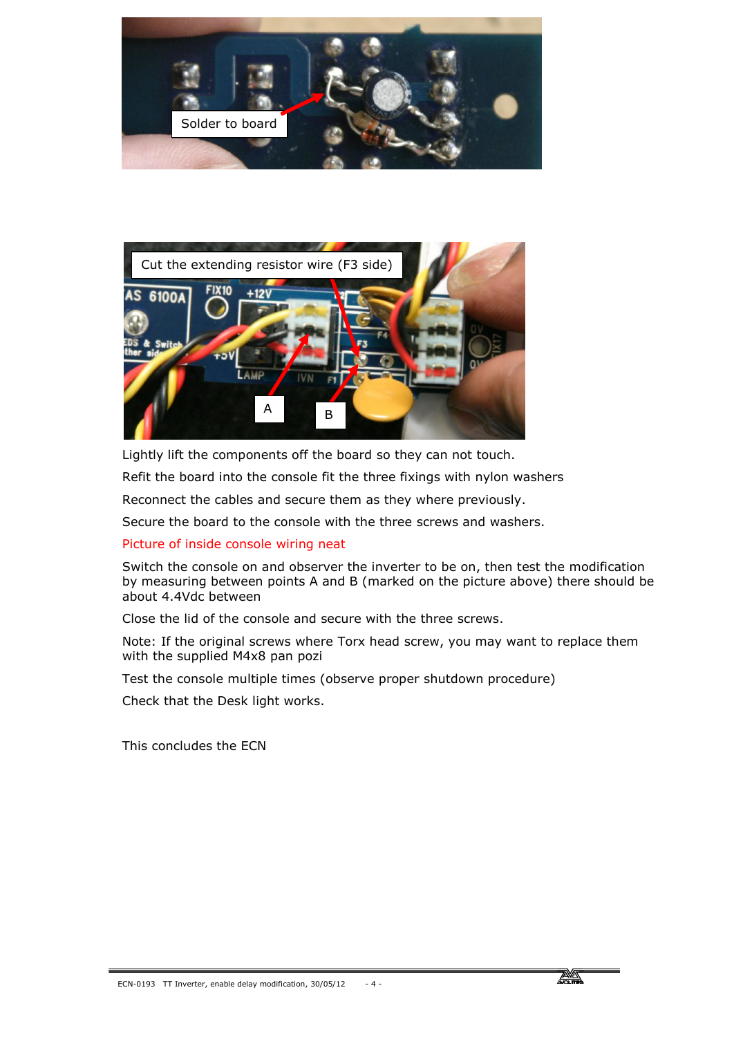Lightly lift the components off the board so they can not touch.

Refit the board into the console fit the three fixings with nylon washers

Reconnect the cables and secure them as they where previously.

Secure the board to the console with the three screws and washers.

Picture of inside console wiring neat

Switch the console on and observer the inverter to be on, then test the modification by measuring between points A and B (marked on the picture above) there should be about 4.4Vdc between

Close the lid of the console and secure with the three screws.

Note: If the original screws where Torx head screw, you may want to replace them with the supplied M4x8 pan pozi

Test the console multiple times (observe proper shutdown procedure)

Check that the Desk light works.

This concludes the ECN